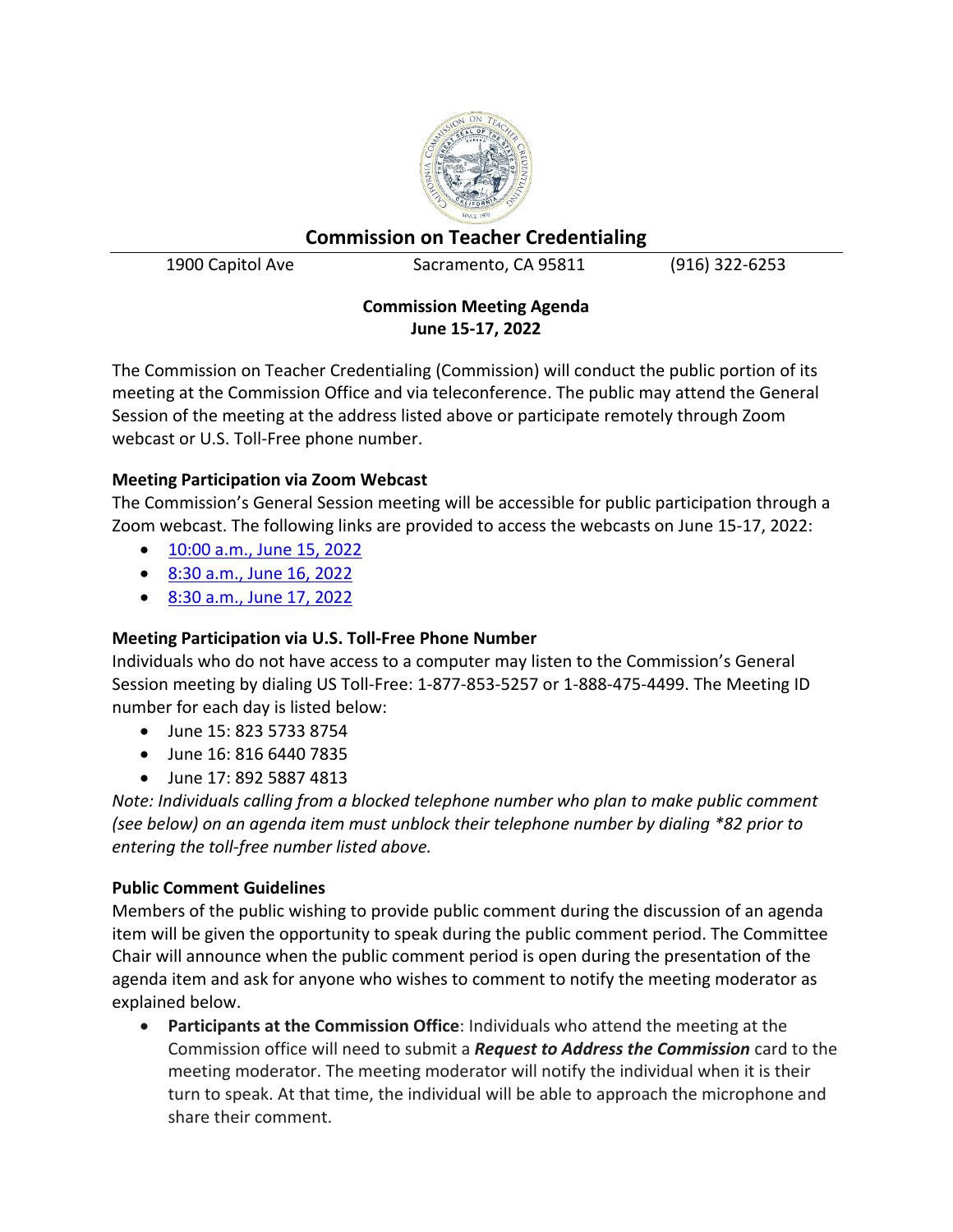# Commission on Teacher Credentialing

1900 Capitol Ave | Sacramento, CA 95811 | (916) 322-6253

**Commission Meeting Agenda**
**June 15-17, 2022**

The Commission on Teacher Credentialing (Commission) will conduct the public portion of its meeting at the Commission Office and via teleconference. The public may attend the General Session of the meeting at the address listed above or participate remotely through Zoom webcast or U.S. Toll-Free phone number.

### Meeting Participation via Zoom Webcast

The Commission's General Session meeting will be accessible for public participation through a Zoom webcast. The following links are provided to access the webcasts on June 15-17, 2022:

- 10:00 a.m., June 15, 2022
- 8:30 a.m., June 16, 2022
- 8:30 a.m., June 17, 2022

### Meeting Participation via U.S. Toll-Free Phone Number

Individuals who do not have access to a computer may listen to the Commission's General Session meeting by dialing US Toll-Free: 1-877-853-5257 or 1-888-475-4499. The Meeting ID number for each day is listed below:

- June 15: 823 5733 8754
- June 16: 816 6440 7835
- June 17: 892 5887 4813

*Note: Individuals calling from a blocked telephone number who plan to make public comment (see below) on an agenda item must unblock their telephone number by dialing *82 prior to entering the toll-free number listed above.*

### Public Comment Guidelines

Members of the public wishing to provide public comment during the discussion of an agenda item will be given the opportunity to speak during the public comment period. The Committee Chair will announce when the public comment period is open during the presentation of the agenda item and ask for anyone who wishes to comment to notify the meeting moderator as explained below.

- **Participants at the Commission Office**: Individuals who attend the meeting at the Commission office will need to submit a ***Request to Address the Commission*** card to the meeting moderator. The meeting moderator will notify the individual when it is their turn to speak. At that time, the individual will be able to approach the microphone and share their comment.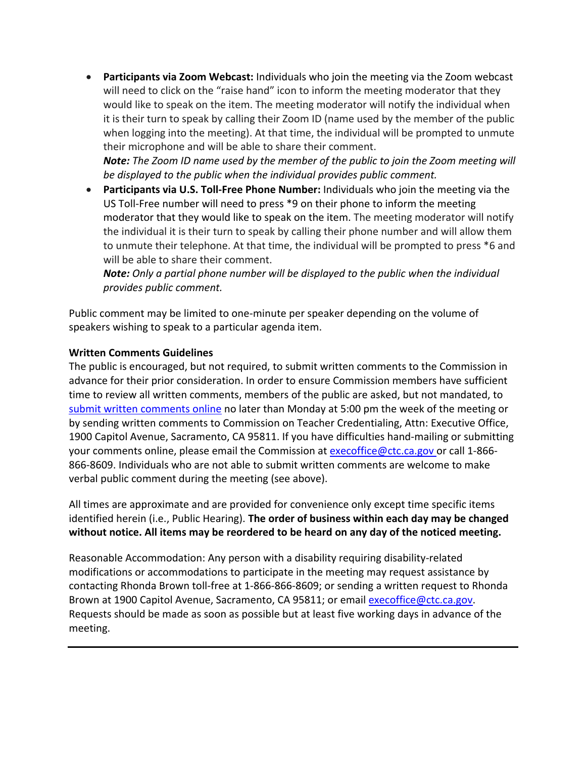- **Participants via Zoom Webcast:** Individuals who join the meeting via the Zoom webcast will need to click on the "raise hand" icon to inform the meeting moderator that they would like to speak on the item. The meeting moderator will notify the individual when it is their turn to speak by calling their Zoom ID (name used by the member of the public when logging into the meeting). At that time, the individual will be prompted to unmute their microphone and will be able to share their comment.
  ***Note:*** *The Zoom ID name used by the member of the public to join the Zoom meeting will be displayed to the public when the individual provides public comment.*
- **Participants via U.S. Toll-Free Phone Number:** Individuals who join the meeting via the US Toll-Free number will need to press *9 on their phone to inform the meeting moderator that they would like to speak on the item. The meeting moderator will notify the individual it is their turn to speak by calling their phone number and will allow them to unmute their telephone. At that time, the individual will be prompted to press *6 and will be able to share their comment.
  ***Note:*** *Only a partial phone number will be displayed to the public when the individual provides public comment.*

Public comment may be limited to one-minute per speaker depending on the volume of speakers wishing to speak to a particular agenda item.

**Written Comments Guidelines**

The public is encouraged, but not required, to submit written comments to the Commission in advance for their prior consideration. In order to ensure Commission members have sufficient time to review all written comments, members of the public are asked, but not mandated, to submit written comments online no later than Monday at 5:00 pm the week of the meeting or by sending written comments to Commission on Teacher Credentialing, Attn: Executive Office, 1900 Capitol Avenue, Sacramento, CA 95811. If you have difficulties hand-mailing or submitting your comments online, please email the Commission at execoffice@ctc.ca.gov or call 1-866-866-8609. Individuals who are not able to submit written comments are welcome to make verbal public comment during the meeting (see above).

All times are approximate and are provided for convenience only except time specific items identified herein (i.e., Public Hearing). **The order of business within each day may be changed without notice. All items may be reordered to be heard on any day of the noticed meeting.**

Reasonable Accommodation: Any person with a disability requiring disability-related modifications or accommodations to participate in the meeting may request assistance by contacting Rhonda Brown toll-free at 1-866-866-8609; or sending a written request to Rhonda Brown at 1900 Capitol Avenue, Sacramento, CA 95811; or email execoffice@ctc.ca.gov. Requests should be made as soon as possible but at least five working days in advance of the meeting.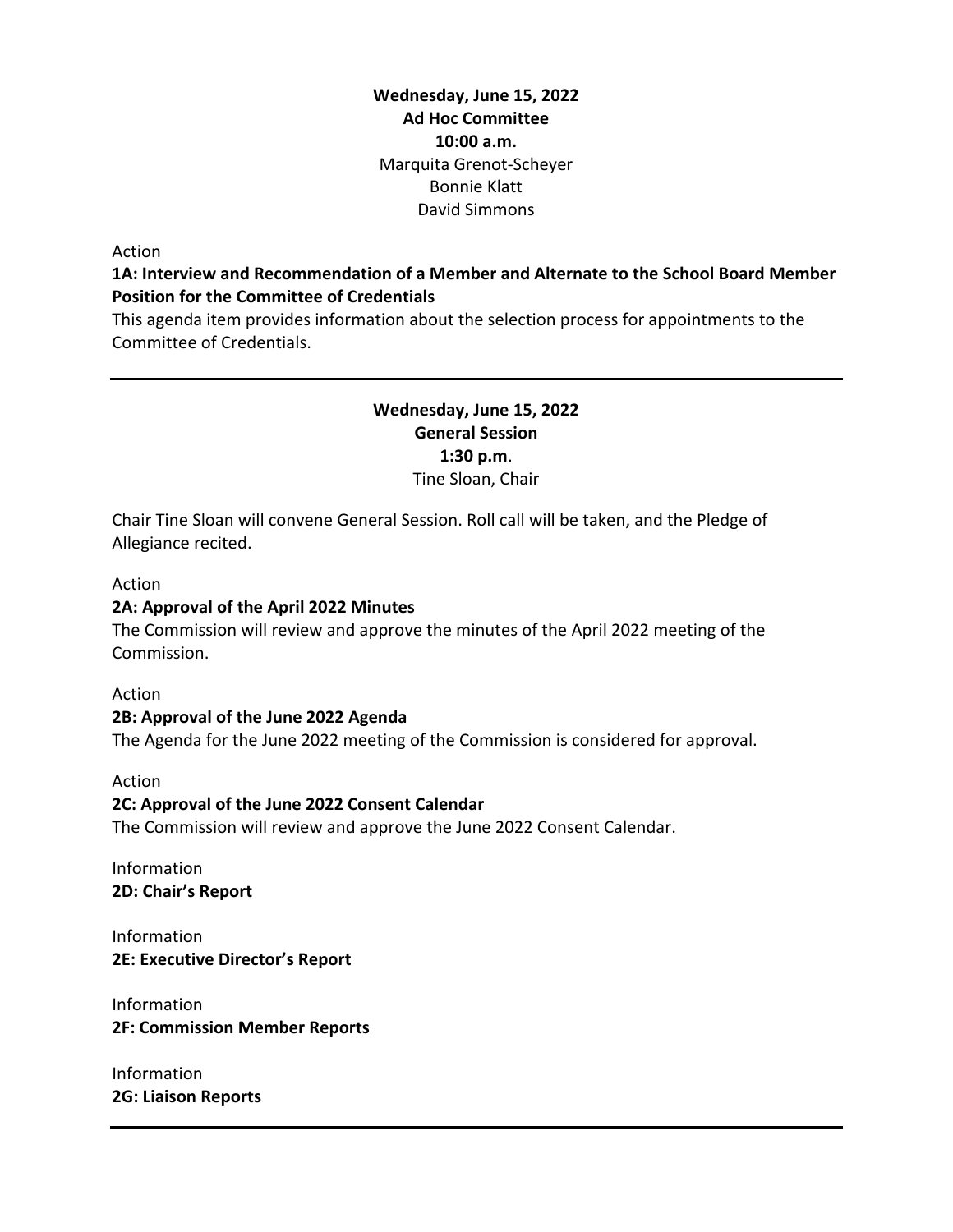**Wednesday, June 15, 2022**
**Ad Hoc Committee**
**10:00 a.m.**
Marquita Grenot-Scheyer
Bonnie Klatt
David Simmons

Action

**1A: Interview and Recommendation of a Member and Alternate to the School Board Member Position for the Committee of Credentials**

This agenda item provides information about the selection process for appointments to the Committee of Credentials.

---

**Wednesday, June 15, 2022**
**General Session**
**1:30 p.m**.
Tine Sloan, Chair

Chair Tine Sloan will convene General Session. Roll call will be taken, and the Pledge of Allegiance recited.

Action

**2A: Approval of the April 2022 Minutes**

The Commission will review and approve the minutes of the April 2022 meeting of the Commission.

Action

**2B: Approval of the June 2022 Agenda**

The Agenda for the June 2022 meeting of the Commission is considered for approval.

Action

**2C: Approval of the June 2022 Consent Calendar**

The Commission will review and approve the June 2022 Consent Calendar.

Information

**2D: Chair's Report**

Information

**2E: Executive Director's Report**

Information

**2F: Commission Member Reports**

Information

**2G: Liaison Reports**

---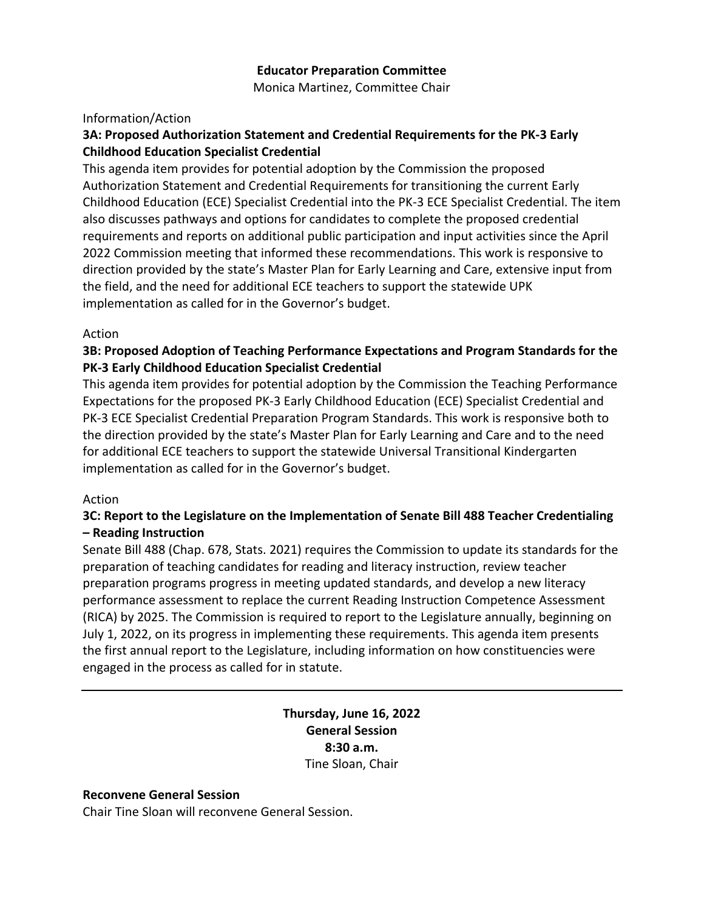**Educator Preparation Committee**
Monica Martinez, Committee Chair

Information/Action

**3A: Proposed Authorization Statement and Credential Requirements for the PK-3 Early Childhood Education Specialist Credential**

This agenda item provides for potential adoption by the Commission the proposed Authorization Statement and Credential Requirements for transitioning the current Early Childhood Education (ECE) Specialist Credential into the PK-3 ECE Specialist Credential. The item also discusses pathways and options for candidates to complete the proposed credential requirements and reports on additional public participation and input activities since the April 2022 Commission meeting that informed these recommendations. This work is responsive to direction provided by the state's Master Plan for Early Learning and Care, extensive input from the field, and the need for additional ECE teachers to support the statewide UPK implementation as called for in the Governor's budget.

Action

**3B: Proposed Adoption of Teaching Performance Expectations and Program Standards for the PK-3 Early Childhood Education Specialist Credential**

This agenda item provides for potential adoption by the Commission the Teaching Performance Expectations for the proposed PK-3 Early Childhood Education (ECE) Specialist Credential and PK-3 ECE Specialist Credential Preparation Program Standards. This work is responsive both to the direction provided by the state's Master Plan for Early Learning and Care and to the need for additional ECE teachers to support the statewide Universal Transitional Kindergarten implementation as called for in the Governor's budget.

Action

**3C: Report to the Legislature on the Implementation of Senate Bill 488 Teacher Credentialing – Reading Instruction**

Senate Bill 488 (Chap. 678, Stats. 2021) requires the Commission to update its standards for the preparation of teaching candidates for reading and literacy instruction, review teacher preparation programs progress in meeting updated standards, and develop a new literacy performance assessment to replace the current Reading Instruction Competence Assessment (RICA) by 2025. The Commission is required to report to the Legislature annually, beginning on July 1, 2022, on its progress in implementing these requirements. This agenda item presents the first annual report to the Legislature, including information on how constituencies were engaged in the process as called for in statute.

---

**Thursday, June 16, 2022**
**General Session**
**8:30 a.m.**
Tine Sloan, Chair

**Reconvene General Session**

Chair Tine Sloan will reconvene General Session.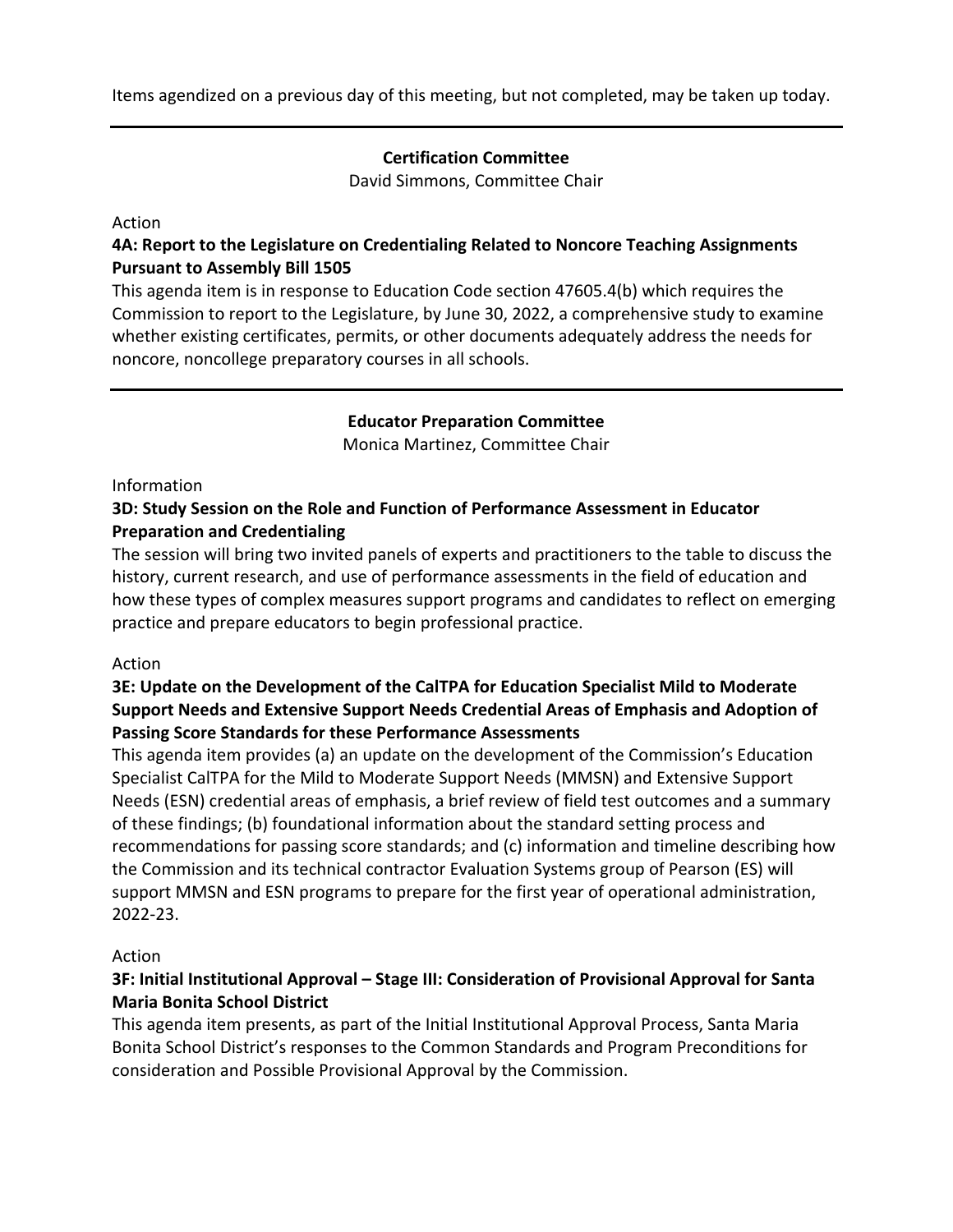Items agendized on a previous day of this meeting, but not completed, may be taken up today.

---

## Certification Committee

David Simmons, Committee Chair

Action

### 4A: Report to the Legislature on Credentialing Related to Noncore Teaching Assignments Pursuant to Assembly Bill 1505

This agenda item is in response to Education Code section 47605.4(b) which requires the Commission to report to the Legislature, by June 30, 2022, a comprehensive study to examine whether existing certificates, permits, or other documents adequately address the needs for noncore, noncollege preparatory courses in all schools.

---

## Educator Preparation Committee

Monica Martinez, Committee Chair

Information

### 3D: Study Session on the Role and Function of Performance Assessment in Educator Preparation and Credentialing

The session will bring two invited panels of experts and practitioners to the table to discuss the history, current research, and use of performance assessments in the field of education and how these types of complex measures support programs and candidates to reflect on emerging practice and prepare educators to begin professional practice.

Action

### 3E: Update on the Development of the CalTPA for Education Specialist Mild to Moderate Support Needs and Extensive Support Needs Credential Areas of Emphasis and Adoption of Passing Score Standards for these Performance Assessments

This agenda item provides (a) an update on the development of the Commission's Education Specialist CalTPA for the Mild to Moderate Support Needs (MMSN) and Extensive Support Needs (ESN) credential areas of emphasis, a brief review of field test outcomes and a summary of these findings; (b) foundational information about the standard setting process and recommendations for passing score standards; and (c) information and timeline describing how the Commission and its technical contractor Evaluation Systems group of Pearson (ES) will support MMSN and ESN programs to prepare for the first year of operational administration, 2022-23.

Action

### 3F: Initial Institutional Approval – Stage III: Consideration of Provisional Approval for Santa Maria Bonita School District

This agenda item presents, as part of the Initial Institutional Approval Process, Santa Maria Bonita School District's responses to the Common Standards and Program Preconditions for consideration and Possible Provisional Approval by the Commission.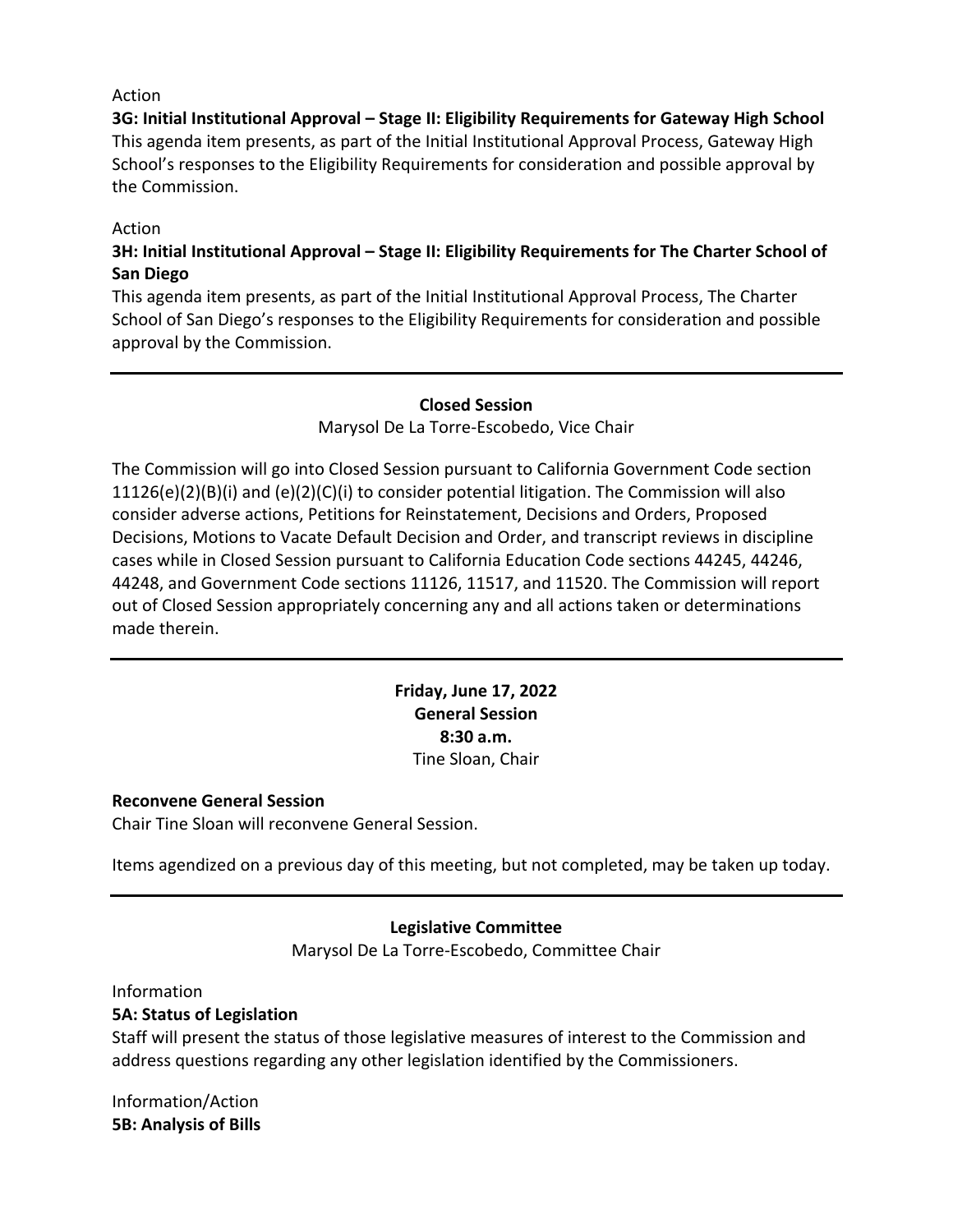Action

**3G: Initial Institutional Approval – Stage II: Eligibility Requirements for Gateway High School**

This agenda item presents, as part of the Initial Institutional Approval Process, Gateway High School's responses to the Eligibility Requirements for consideration and possible approval by the Commission.

Action

**3H: Initial Institutional Approval – Stage II: Eligibility Requirements for The Charter School of San Diego**

This agenda item presents, as part of the Initial Institutional Approval Process, The Charter School of San Diego's responses to the Eligibility Requirements for consideration and possible approval by the Commission.

---

**Closed Session**

Marysol De La Torre-Escobedo, Vice Chair

The Commission will go into Closed Session pursuant to California Government Code section 11126(e)(2)(B)(i) and (e)(2)(C)(i) to consider potential litigation. The Commission will also consider adverse actions, Petitions for Reinstatement, Decisions and Orders, Proposed Decisions, Motions to Vacate Default Decision and Order, and transcript reviews in discipline cases while in Closed Session pursuant to California Education Code sections 44245, 44246, 44248, and Government Code sections 11126, 11517, and 11520. The Commission will report out of Closed Session appropriately concerning any and all actions taken or determinations made therein.

---

**Friday, June 17, 2022**
**General Session**
**8:30 a.m.**
Tine Sloan, Chair

**Reconvene General Session**

Chair Tine Sloan will reconvene General Session.

Items agendized on a previous day of this meeting, but not completed, may be taken up today.

---

**Legislative Committee**

Marysol De La Torre-Escobedo, Committee Chair

Information

**5A: Status of Legislation**

Staff will present the status of those legislative measures of interest to the Commission and address questions regarding any other legislation identified by the Commissioners.

Information/Action

**5B: Analysis of Bills**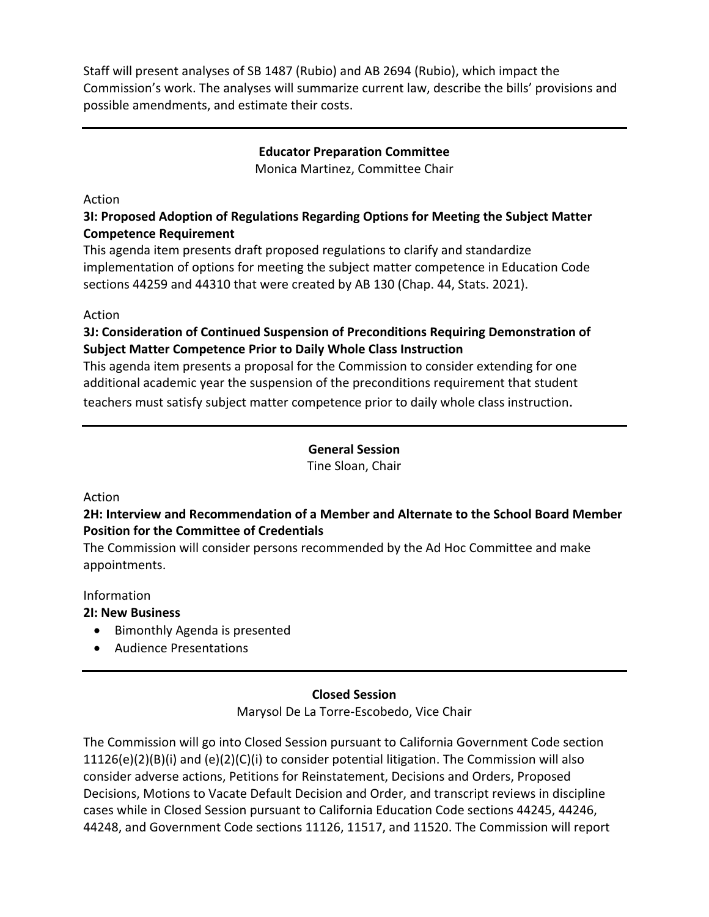Staff will present analyses of SB 1487 (Rubio) and AB 2694 (Rubio), which impact the Commission's work. The analyses will summarize current law, describe the bills' provisions and possible amendments, and estimate their costs.

---

## Educator Preparation Committee

Monica Martinez, Committee Chair

Action

**3I: Proposed Adoption of Regulations Regarding Options for Meeting the Subject Matter Competence Requirement**

This agenda item presents draft proposed regulations to clarify and standardize implementation of options for meeting the subject matter competence in Education Code sections 44259 and 44310 that were created by AB 130 (Chap. 44, Stats. 2021).

Action

**3J: Consideration of Continued Suspension of Preconditions Requiring Demonstration of Subject Matter Competence Prior to Daily Whole Class Instruction**

This agenda item presents a proposal for the Commission to consider extending for one additional academic year the suspension of the preconditions requirement that student teachers must satisfy subject matter competence prior to daily whole class instruction.

---

## General Session

Tine Sloan, Chair

Action

**2H: Interview and Recommendation of a Member and Alternate to the School Board Member Position for the Committee of Credentials**

The Commission will consider persons recommended by the Ad Hoc Committee and make appointments.

Information

**2I: New Business**

- Bimonthly Agenda is presented
- Audience Presentations

---

## Closed Session

Marysol De La Torre-Escobedo, Vice Chair

The Commission will go into Closed Session pursuant to California Government Code section 11126(e)(2)(B)(i) and (e)(2)(C)(i) to consider potential litigation. The Commission will also consider adverse actions, Petitions for Reinstatement, Decisions and Orders, Proposed Decisions, Motions to Vacate Default Decision and Order, and transcript reviews in discipline cases while in Closed Session pursuant to California Education Code sections 44245, 44246, 44248, and Government Code sections 11126, 11517, and 11520. The Commission will report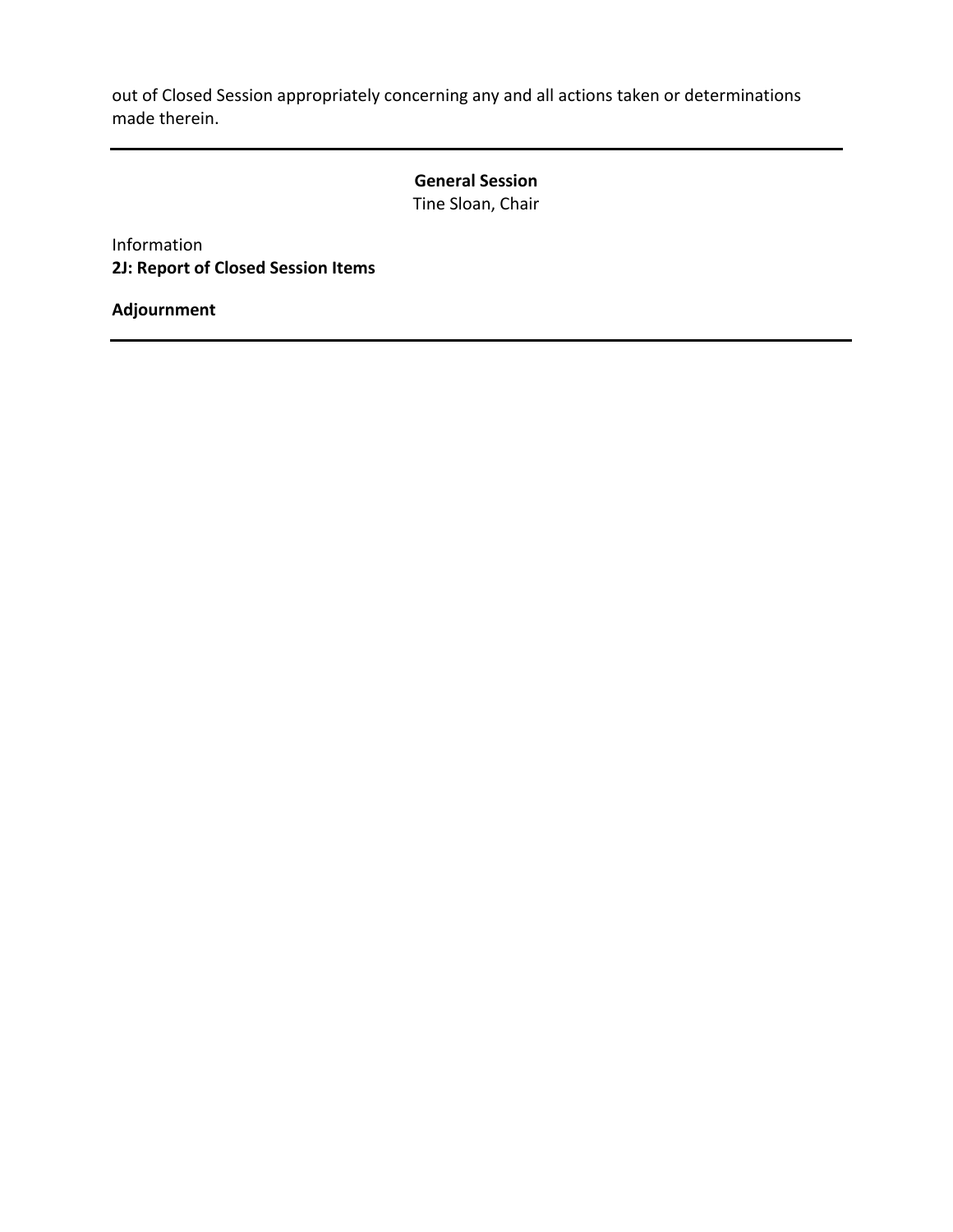out of Closed Session appropriately concerning any and all actions taken or determinations made therein.

---

**General Session**
Tine Sloan, Chair

Information
**2J: Report of Closed Session Items**

**Adjournment**

---